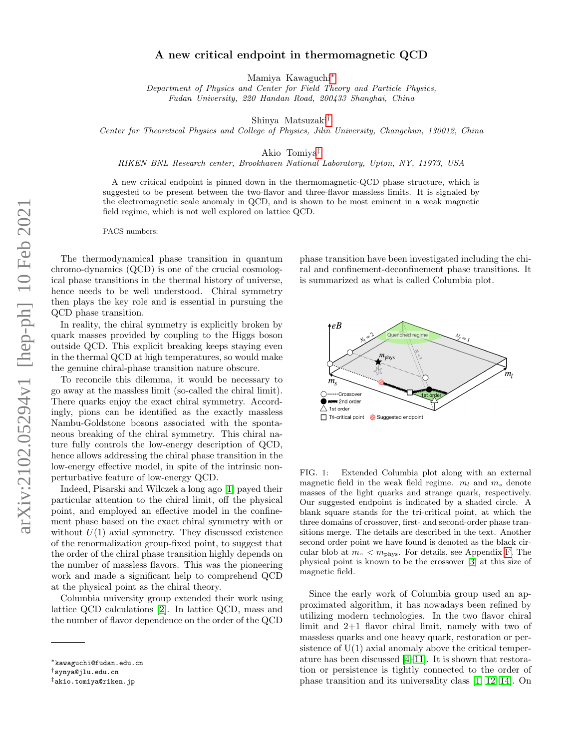# A new critical endpoint in thermomagnetic QCD

Mamiya Kawaguchi*

*Department of Physics and Center for Field Theory and Particle Physics, Fudan University, 220 Handan Road, 200433 Shanghai, China*

Shinya Matsuzaki†

*Center for Theoretical Physics and College of Physics, Jilin University, Changchun, 130012, China*

Akio Tomiya‡

*RIKEN BNL Research center, Brookhaven National Laboratory, Upton, NY, 11973, USA*

A new critical endpoint is pinned down in the thermomagnetic-QCD phase structure, which is suggested to be present between the two-flavor and three-flavor massless limits. It is signaled by the electromagnetic scale anomaly in QCD, and is shown to be most eminent in a weak magnetic field regime, which is not well explored on lattice QCD.

PACS numbers:

The thermodynamical phase transition in quantum chromo-dynamics (QCD) is one of the crucial cosmological phase transitions in the thermal history of universe, hence needs to be well understood. Chiral symmetry then plays the key role and is essential in pursuing the QCD phase transition.

In reality, the chiral symmetry is explicitly broken by quark masses provided by coupling to the Higgs boson outside QCD. This explicit breaking keeps staying even in the thermal QCD at high temperatures, so would make the genuine chiral-phase transition nature obscure.

To reconcile this dilemma, it would be necessary to go away at the massless limit (so-called the chiral limit). There quarks enjoy the exact chiral symmetry. Accordingly, pions can be identified as the exactly massless Nambu-Goldstone bosons associated with the spontaneous breaking of the chiral symmetry. This chiral nature fully controls the low-energy description of QCD, hence allows addressing the chiral phase transition in the low-energy effective model, in spite of the intrinsic non-perturbative feature of low-energy QCD.

Indeed, Pisarski and Wilczek a long ago [1] payed their particular attention to the chiral limit, off the physical point, and employed an effective model in the confinement phase based on the exact chiral symmetry with or without $U(1)$ axial symmetry. They discussed existence of the renormalization group-fixed point, to suggest that the order of the chiral phase transition highly depends on the number of massless flavors. This was the pioneering work and made a significant help to comprehend QCD at the physical point as the chiral theory.

Columbia university group extended their work using lattice QCD calculations [2]. In lattice QCD, mass and the number of flavor dependence on the order of the QCD phase transition have been investigated including the chiral and confinement-deconfinement phase transitions. It is summarized as what is called Columbia plot.

FIG. 1: Extended Columbia plot along with an external magnetic field in the weak field regime. $m_l$ and $m_s$ denote masses of the light quarks and strange quark, respectively. Our suggested endpoint is indicated by a shaded circle. A blank square stands for the tri-critical point, at which the three domains of crossover, first- and second-order phase transitions merge. The details are described in the text. Another second order point we have found is denoted as the black circular blob at $m_\pi < m_{\rm phys}$. For details, see Appendix F. The physical point is known to be the crossover [3] at this size of magnetic field.

Since the early work of Columbia group used an approximated algorithm, it has nowadays been refined by utilizing modern technologies. In the two flavor chiral limit and 2+1 flavor chiral limit, namely with two of massless quarks and one heavy quark, restoration or persistence of U(1) axial anomaly above the critical temperature has been discussed [4–11]. It is shown that restoration or persistence is tightly connected to the order of phase transition and its universality class [1, 12–14]. On

---

*kawaguchi@fudan.edu.cn
†synya@jlu.edu.cn
‡akio.tomiya@riken.jp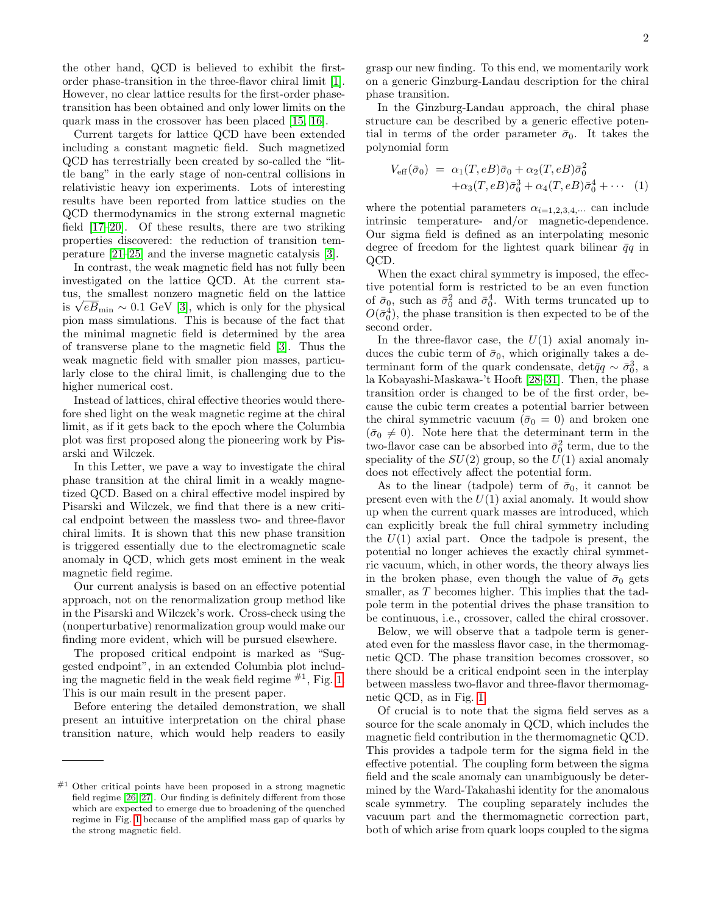the other hand, QCD is believed to exhibit the first-order phase-transition in the three-flavor chiral limit [1]. However, no clear lattice results for the first-order phase-transition has been obtained and only lower limits on the quark mass in the crossover has been placed [15, 16].

Current targets for lattice QCD have been extended including a constant magnetic field. Such magnetized QCD has terrestrially been created by so-called the "little bang" in the early stage of non-central collisions in relativistic heavy ion experiments. Lots of interesting results have been reported from lattice studies on the QCD thermodynamics in the strong external magnetic field [17–20]. Of these results, there are two striking properties discovered: the reduction of transition temperature [21–25] and the inverse magnetic catalysis [3].

In contrast, the weak magnetic field has not fully been investigated on the lattice QCD. At the current status, the smallest nonzero magnetic field on the lattice is $\sqrt{eB}_{\rm min} \sim 0.1$ GeV [3], which is only for the physical pion mass simulations. This is because of the fact that the minimal magnetic field is determined by the area of transverse plane to the magnetic field [3]. Thus the weak magnetic field with smaller pion masses, particularly close to the chiral limit, is challenging due to the higher numerical cost.

Instead of lattices, chiral effective theories would therefore shed light on the weak magnetic regime at the chiral limit, as if it gets back to the epoch where the Columbia plot was first proposed along the pioneering work by Pisarski and Wilczek.

In this Letter, we pave a way to investigate the chiral phase transition at the chiral limit in a weakly magnetized QCD. Based on a chiral effective model inspired by Pisarski and Wilczek, we find that there is a new critical endpoint between the massless two- and three-flavor chiral limits. It is shown that this new phase transition is triggered essentially due to the electromagnetic scale anomaly in QCD, which gets most eminent in the weak magnetic field regime.

Our current analysis is based on an effective potential approach, not on the renormalization group method like in the Pisarski and Wilczek's work. Cross-check using the (nonperturbative) renormalization group would make our finding more evident, which will be pursued elsewhere.

The proposed critical endpoint is marked as "Suggested endpoint", in an extended Columbia plot including the magnetic field in the weak field regime [#1], Fig. 1. This is our main result in the present paper.

Before entering the detailed demonstration, we shall present an intuitive interpretation on the chiral phase transition nature, which would help readers to easily grasp our new finding. To this end, we momentarily work on a generic Ginzburg-Landau description for the chiral phase transition.

In the Ginzburg-Landau approach, the chiral phase structure can be described by a generic effective potential in terms of the order parameter $\bar{\sigma}_0$. It takes the polynomial form

$$
\begin{aligned}
V_{\rm eff}(\bar{\sigma}_0) \;=\; & \alpha_1(T,eB)\bar{\sigma}_0 + \alpha_2(T,eB)\bar{\sigma}_0^2 \\
& + \alpha_3(T,eB)\bar{\sigma}_0^3 + \alpha_4(T,eB)\bar{\sigma}_0^4 + \cdots \quad (1)
\end{aligned}
$$

where the potential parameters $\alpha_{i=1,2,3,4,\cdots}$ can include intrinsic temperature- and/or magnetic-dependence. Our sigma field is defined as an interpolating mesonic degree of freedom for the lightest quark bilinear $\bar{q}q$ in QCD.

When the exact chiral symmetry is imposed, the effective potential form is restricted to be an even function of $\bar{\sigma}_0$, such as $\bar{\sigma}_0^2$ and $\bar{\sigma}_0^4$. With terms truncated up to $O(\bar{\sigma}_0^4)$, the phase transition is then expected to be of the second order.

In the three-flavor case, the $U(1)$ axial anomaly induces the cubic term of $\bar{\sigma}_0$, which originally takes a determinant form of the quark condensate, $\det\bar{q}q \sim \bar{\sigma}_0^3$, a la Kobayashi-Maskawa-'t Hooft [28–31]. Then, the phase transition order is changed to be of the first order, because the cubic term creates a potential barrier between the chiral symmetric vacuum ($\bar{\sigma}_0 = 0$) and broken one ($\bar{\sigma}_0 \neq 0$). Note here that the determinant term in the two-flavor case can be absorbed into $\bar{\sigma}_0^2$ term, due to the speciality of the $SU(2)$ group, so the $U(1)$ axial anomaly does not effectively affect the potential form.

As to the linear (tadpole) term of $\bar{\sigma}_0$, it cannot be present even with the $U(1)$ axial anomaly. It would show up when the current quark masses are introduced, which can explicitly break the full chiral symmetry including the $U(1)$ axial part. Once the tadpole is present, the potential no longer achieves the exactly chiral symmetric vacuum, which, in other words, the theory always lies in the broken phase, even though the value of $\bar{\sigma}_0$ gets smaller, as $T$ becomes higher. This implies that the tadpole term in the potential drives the phase transition to be continuous, i.e., crossover, called the chiral crossover.

Below, we will observe that a tadpole term is generated even for the massless flavor case, in the thermomagnetic QCD. The phase transition becomes crossover, so there should be a critical endpoint seen in the interplay between massless two-flavor and three-flavor thermomagnetic QCD, as in Fig. 1.

Of crucial is to note that the sigma field serves as a source for the scale anomaly in QCD, which includes the magnetic field contribution in the thermomagnetic QCD. This provides a tadpole term for the sigma field in the effective potential. The coupling form between the sigma field and the scale anomaly can unambiguously be determined by the Ward-Takahashi identity for the anomalous scale symmetry. The coupling separately includes the vacuum part and the thermomagnetic correction part, both of which arise from quark loops coupled to the sigma

---

[#1] Other critical points have been proposed in a strong magnetic field regime [26, 27]. Our finding is definitely different from those which are expected to emerge due to broadening of the quenched regime in Fig. 1 because of the amplified mass gap of quarks by the strong magnetic field.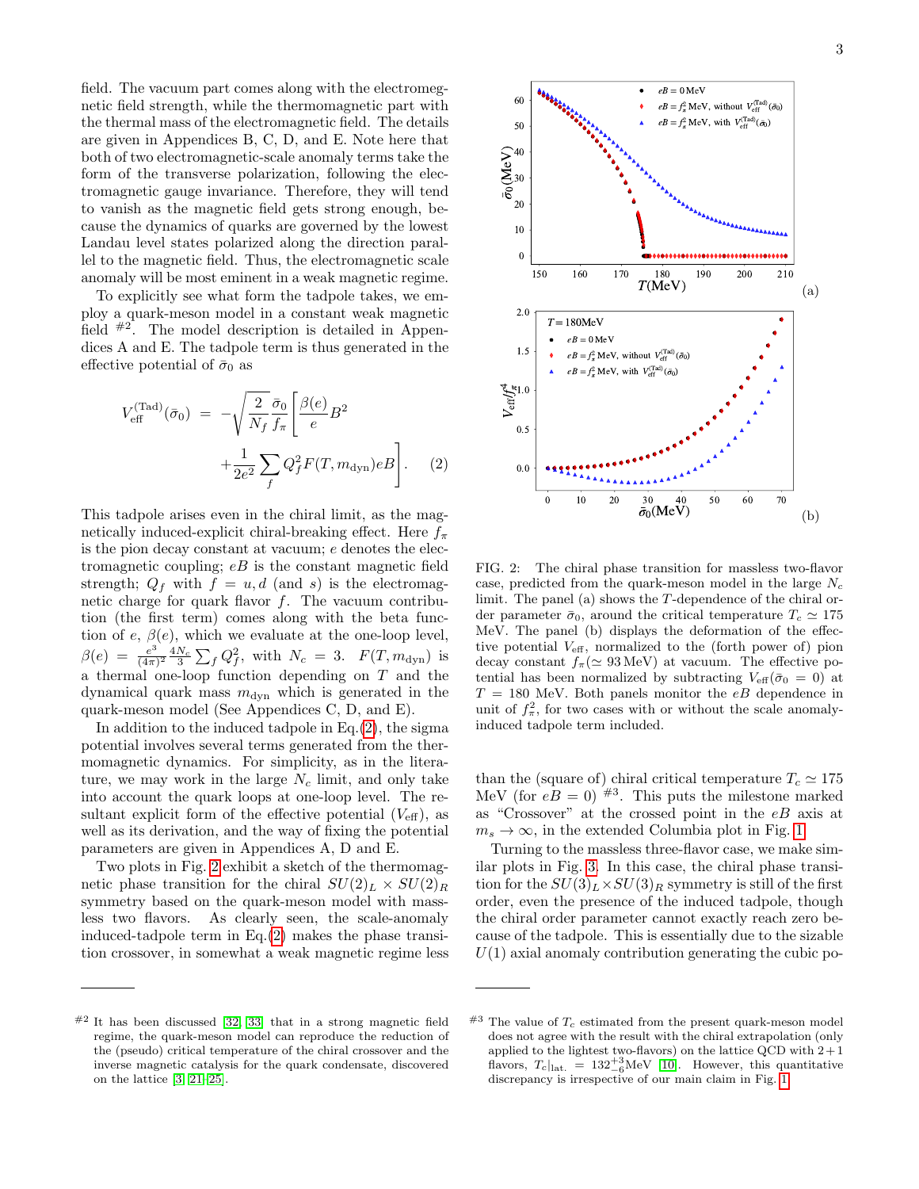field. The vacuum part comes along with the electromegnetic field strength, while the thermomagnetic part with the thermal mass of the electromagnetic field. The details are given in Appendices B, C, D, and E. Note here that both of two electromagnetic-scale anomaly terms take the form of the transverse polarization, following the electromagnetic gauge invariance. Therefore, they will tend to vanish as the magnetic field gets strong enough, because the dynamics of quarks are governed by the lowest Landau level states polarized along the direction parallel to the magnetic field. Thus, the electromagnetic scale anomaly will be most eminent in a weak magnetic regime.

To explicitly see what form the tadpole takes, we employ a quark-meson model in a constant weak magnetic field [#2]. The model description is detailed in Appendices A and E. The tadpole term is thus generated in the effective potential of $\bar{\sigma}_0$ as

$$V_{\rm eff}^{\rm (Tad)}(\bar{\sigma}_0) = -\sqrt{\frac{2}{N_f}}\frac{\bar{\sigma}_0}{f_\pi}\left[\frac{\beta(e)}{e}B^2 + \frac{1}{2e^2}\sum_f Q_f^2 F(T, m_{\rm dyn}) eB\right]. \quad (2)$$

This tadpole arises even in the chiral limit, as the magnetically induced-explicit chiral-breaking effect. Here $f_\pi$ is the pion decay constant at vacuum; $e$ denotes the electromagnetic coupling; $eB$ is the constant magnetic field strength; $Q_f$ with $f = u, d$ (and $s$) is the electromagnetic charge for quark flavor $f$. The vacuum contribution (the first term) comes along with the beta function of $e$, $\beta(e)$, which we evaluate at the one-loop level, $\beta(e) = \frac{e^3}{(4\pi)^2}\frac{4N_c}{3}\sum_f Q_f^2$, with $N_c = 3$. $F(T, m_{\rm dyn})$ is a thermal one-loop function depending on $T$ and the dynamical quark mass $m_{\rm dyn}$ which is generated in the quark-meson model (See Appendices C, D, and E).

In addition to the induced tadpole in Eq.(2), the sigma potential involves several terms generated from the thermomagnetic dynamics. For simplicity, as in the literature, we may work in the large $N_c$ limit, and only take into account the quark loops at one-loop level. The resultant explicit form of the effective potential ($V_{\rm eff}$), as well as its derivation, and the way of fixing the potential parameters are given in Appendices A, D and E.

Two plots in Fig. 2 exhibit a sketch of the thermomagnetic phase transition for the chiral $SU(2)_L \times SU(2)_R$ symmetry based on the quark-meson model with massless two flavors. As clearly seen, the scale-anomaly induced-tadpole term in Eq.(2) makes the phase transition crossover, in somewhat a weak magnetic regime less than the (square of) chiral critical temperature $T_c \simeq 175$ MeV (for $eB = 0$) [#3]. This puts the milestone marked as "Crossover" at the crossed point in the $eB$ axis at $m_s \to \infty$, in the extended Columbia plot in Fig. 1.

FIG. 2: The chiral phase transition for massless two-flavor case, predicted from the quark-meson model in the large $N_c$ limit. The panel (a) shows the $T$-dependence of the chiral order parameter $\bar{\sigma}_0$, around the critical temperature $T_c \simeq 175$ MeV. The panel (b) displays the deformation of the effective potential $V_{\rm eff}$, normalized to the (forth power of) pion decay constant $f_\pi(\simeq 93\,{\rm MeV})$ at vacuum. The effective potential has been normalized by subtracting $V_{\rm eff}(\bar{\sigma}_0 = 0)$ at $T = 180$ MeV. Both panels monitor the $eB$ dependence in unit of $f_\pi^2$, for two cases with or without the scale anomaly-induced tadpole term included.

Turning to the massless three-flavor case, we make similar plots in Fig. 3. In this case, the chiral phase transition for the $SU(3)_L \times SU(3)_R$ symmetry is still of the first order, even the presence of the induced tadpole, though the chiral order parameter cannot exactly reach zero because of the tadpole. This is essentially due to the sizable $U(1)$ axial anomaly contribution generating the cubic po-

---

[#2] It has been discussed [32, 33] that in a strong magnetic field regime, the quark-meson model can reproduce the reduction of the (pseudo) critical temperature of the chiral crossover and the inverse magnetic catalysis for the quark condensate, discovered on the lattice [3, 21–25].

[#3] The value of $T_c$ estimated from the present quark-meson model does not agree with the result with the chiral extrapolation (only applied to the lightest two-flavors) on the lattice QCD with 2+1 flavors, $T_c|_{\rm lat.} = 132^{+3}_{-6}$MeV [10]. However, this quantitative discrepancy is irrespective of our main claim in Fig. 1.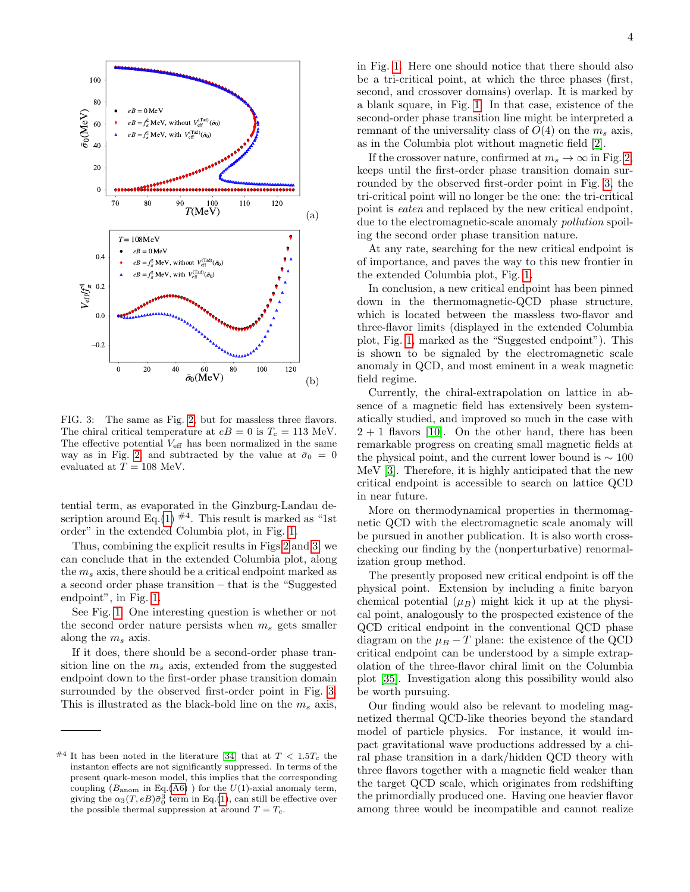FIG. 3: The same as Fig. 2, but for massless three flavors. The chiral critical temperature at $eB = 0$ is $T_c = 113$ MeV. The effective potential $V_{\rm eff}$ has been normalized in the same way as in Fig. 2, and subtracted by the value at $\bar{\sigma}_0 = 0$ evaluated at $T = 108$ MeV.

tential term, as evaporated in the Ginzburg-Landau description around Eq.(1) [#4]. This result is marked as "1st order" in the extended Columbia plot, in Fig. 1.

Thus, combining the explicit results in Figs 2 and 3, we can conclude that in the extended Columbia plot, along the $m_s$ axis, there should be a critical endpoint marked as a second order phase transition – that is the "Suggested endpoint", in Fig. 1.

See Fig. 1. One interesting question is whether or not the second order nature persists when $m_s$ gets smaller along the $m_s$ axis.

If it does, there should be a second-order phase transition line on the $m_s$ axis, extended from the suggested endpoint down to the first-order phase transition domain surrounded by the observed first-order point in Fig. 3. This is illustrated as the black-bold line on the $m_s$ axis, in Fig. 1. Here one should notice that there should also be a tri-critical point, at which the three phases (first, second, and crossover domains) overlap. It is marked by a blank square, in Fig. 1. In that case, existence of the second-order phase transition line might be interpreted a remnant of the universality class of $O(4)$ on the $m_s$ axis, as in the Columbia plot without magnetic field [2].

If the crossover nature, confirmed at $m_s \to \infty$ in Fig. 2, keeps until the first-order phase transition domain surrounded by the observed first-order point in Fig. 3, the tri-critical point will no longer be the one: the tri-critical point is *eaten* and replaced by the new critical endpoint, due to the electromagnetic-scale anomaly *pollution* spoiling the second order phase transition nature.

At any rate, searching for the new critical endpoint is of importance, and paves the way to this new frontier in the extended Columbia plot, Fig. 1.

In conclusion, a new critical endpoint has been pinned down in the thermomagnetic-QCD phase structure, which is located between the massless two-flavor and three-flavor limits (displayed in the extended Columbia plot, Fig. 1, marked as the "Suggested endpoint"). This is shown to be signaled by the electromagnetic scale anomaly in QCD, and most eminent in a weak magnetic field regime.

Currently, the chiral-extrapolation on lattice in absence of a magnetic field has extensively been systematically studied, and improved so much in the case with $2 + 1$ flavors [10]. On the other hand, there has been remarkable progress on creating small magnetic fields at the physical point, and the current lower bound is $\sim 100$ MeV [3]. Therefore, it is highly anticipated that the new critical endpoint is accessible to search on lattice QCD in near future.

More on thermodynamical properties in thermomagnetic QCD with the electromagnetic scale anomaly will be pursued in another publication. It is also worth cross-checking our finding by the (nonperturbative) renormalization group method.

The presently proposed new critical endpoint is off the physical point. Extension by including a finite baryon chemical potential ($\mu_B$) might kick it up at the physical point, analogously to the prospected existence of the QCD critical endpoint in the conventional QCD phase diagram on the $\mu_B - T$ plane: the existence of the QCD critical endpoint can be understood by a simple extrapolation of the three-flavor chiral limit on the Columbia plot [35]. Investigation along this possibility would also be worth pursuing.

Our finding would also be relevant to modeling magnetized thermal QCD-like theories beyond the standard model of particle physics. For instance, it would impact gravitational wave productions addressed by a chiral phase transition in a dark/hidden QCD theory with three flavors together with a magnetic field weaker than the target QCD scale, which originates from redshifting the primordially produced one. Having one heavier flavor among three would be incompatible and cannot realize

---

[#4] It has been noted in the literature [34] that at $T < 1.5T_c$ the instanton effects are not significantly suppressed. In terms of the present quark-meson model, this implies that the corresponding coupling ($B_{\rm anom}$ in Eq.(A6) ) for the $U(1)$-axial anomaly term, giving the $\alpha_3(T, eB)\bar{\sigma}_0^3$ term in Eq.(1), can still be effective over the possible thermal suppression at around $T = T_c$.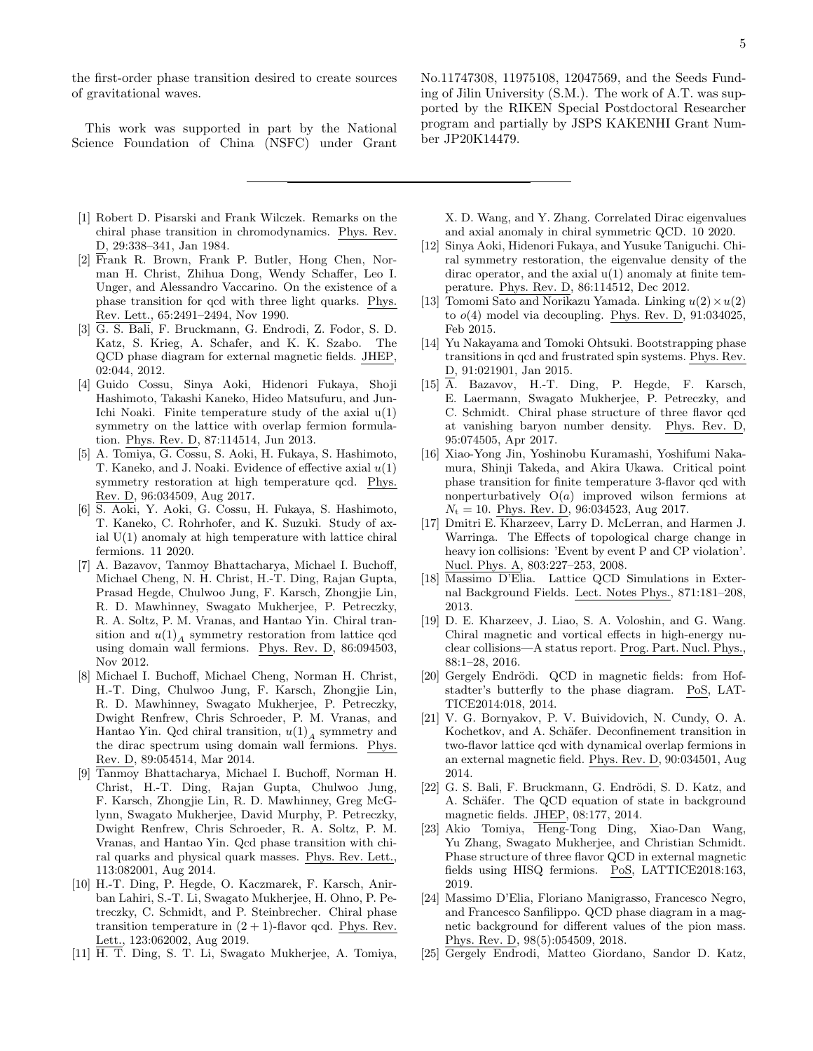the first-order phase transition desired to create sources of gravitational waves.

This work was supported in part by the National Science Foundation of China (NSFC) under Grant No.11747308, 11975108, 12047569, and the Seeds Funding of Jilin University (S.M.). The work of A.T. was supported by the RIKEN Special Postdoctoral Researcher program and partially by JSPS KAKENHI Grant Number JP20K14479.

---

[1] Robert D. Pisarski and Frank Wilczek. Remarks on the chiral phase transition in chromodynamics. Phys. Rev. D, 29:338–341, Jan 1984.

[2] Frank R. Brown, Frank P. Butler, Hong Chen, Norman H. Christ, Zhihua Dong, Wendy Schaffer, Leo I. Unger, and Alessandro Vaccarino. On the existence of a phase transition for qcd with three light quarks. Phys. Rev. Lett., 65:2491–2494, Nov 1990.

[3] G. S. Bali, F. Bruckmann, G. Endrodi, Z. Fodor, S. D. Katz, S. Krieg, A. Schafer, and K. K. Szabo. The QCD phase diagram for external magnetic fields. JHEP, 02:044, 2012.

[4] Guido Cossu, Sinya Aoki, Hidenori Fukaya, Shoji Hashimoto, Takashi Kaneko, Hideo Matsufuru, and Jun-Ichi Noaki. Finite temperature study of the axial u(1) symmetry on the lattice with overlap fermion formulation. Phys. Rev. D, 87:114514, Jun 2013.

[5] A. Tomiya, G. Cossu, S. Aoki, H. Fukaya, S. Hashimoto, T. Kaneko, and J. Noaki. Evidence of effective axial $u(1)$ symmetry restoration at high temperature qcd. Phys. Rev. D, 96:034509, Aug 2017.

[6] S. Aoki, Y. Aoki, G. Cossu, H. Fukaya, S. Hashimoto, T. Kaneko, C. Rohrhofer, and K. Suzuki. Study of axial U(1) anomaly at high temperature with lattice chiral fermions. 11 2020.

[7] A. Bazavov, Tanmoy Bhattacharya, Michael I. Buchoff, Michael Cheng, N. H. Christ, H.-T. Ding, Rajan Gupta, Prasad Hegde, Chulwoo Jung, F. Karsch, Zhongjie Lin, R. D. Mawhinney, Swagato Mukherjee, P. Petreczky, R. A. Soltz, P. M. Vranas, and Hantao Yin. Chiral transition and ${u(1)}_A$ symmetry restoration from lattice qcd using domain wall fermions. Phys. Rev. D, 86:094503, Nov 2012.

[8] Michael I. Buchoff, Michael Cheng, Norman H. Christ, H.-T. Ding, Chulwoo Jung, F. Karsch, Zhongjie Lin, R. D. Mawhinney, Swagato Mukherjee, P. Petreczky, Dwight Renfrew, Chris Schroeder, P. M. Vranas, and Hantao Yin. Qcd chiral transition, ${u(1)}_A$ symmetry and the dirac spectrum using domain wall fermions. Phys. Rev. D, 89:054514, Mar 2014.

[9] Tanmoy Bhattacharya, Michael I. Buchoff, Norman H. Christ, H.-T. Ding, Rajan Gupta, Chulwoo Jung, F. Karsch, Zhongjie Lin, R. D. Mawhinney, Greg McGlynn, Swagato Mukherjee, David Murphy, P. Petreczky, Dwight Renfrew, Chris Schroeder, R. A. Soltz, P. M. Vranas, and Hantao Yin. Qcd phase transition with chiral quarks and physical quark masses. Phys. Rev. Lett., 113:082001, Aug 2014.

[10] H.-T. Ding, P. Hegde, O. Kaczmarek, F. Karsch, Anirban Lahiri, S.-T. Li, Swagato Mukherjee, H. Ohno, P. Petreczky, C. Schmidt, and P. Steinbrecher. Chiral phase transition temperature in $(2+1)$-flavor qcd. Phys. Rev. Lett., 123:062002, Aug 2019.

[11] H. T. Ding, S. T. Li, Swagato Mukherjee, A. Tomiya, X. D. Wang, and Y. Zhang. Correlated Dirac eigenvalues and axial anomaly in chiral symmetric QCD. 10 2020.

[12] Sinya Aoki, Hidenori Fukaya, and Yusuke Taniguchi. Chiral symmetry restoration, the eigenvalue density of the dirac operator, and the axial u(1) anomaly at finite temperature. Phys. Rev. D, 86:114512, Dec 2012.

[13] Tomomi Sato and Norikazu Yamada. Linking $u(2) \times u(2)$ to $o(4)$ model via decoupling. Phys. Rev. D, 91:034025, Feb 2015.

[14] Yu Nakayama and Tomoki Ohtsuki. Bootstrapping phase transitions in qcd and frustrated spin systems. Phys. Rev. D, 91:021901, Jan 2015.

[15] A. Bazavov, H.-T. Ding, P. Hegde, F. Karsch, E. Laermann, Swagato Mukherjee, P. Petreczky, and C. Schmidt. Chiral phase structure of three flavor qcd at vanishing baryon number density. Phys. Rev. D, 95:074505, Apr 2017.

[16] Xiao-Yong Jin, Yoshinobu Kuramashi, Yoshifumi Nakamura, Shinji Takeda, and Akira Ukawa. Critical point phase transition for finite temperature 3-flavor qcd with nonperturbatively O($a$) improved wilson fermions at $N_{\rm t} = 10$. Phys. Rev. D, 96:034523, Aug 2017.

[17] Dmitri E. Kharzeev, Larry D. McLerran, and Harmen J. Warringa. The Effects of topological charge change in heavy ion collisions: 'Event by event P and CP violation'. Nucl. Phys. A, 803:227–253, 2008.

[18] Massimo D'Elia. Lattice QCD Simulations in External Background Fields. Lect. Notes Phys., 871:181–208, 2013.

[19] D. E. Kharzeev, J. Liao, S. A. Voloshin, and G. Wang. Chiral magnetic and vortical effects in high-energy nuclear collisions—A status report. Prog. Part. Nucl. Phys., 88:1–28, 2016.

[20] Gergely Endrödi. QCD in magnetic fields: from Hofstadter's butterfly to the phase diagram. PoS, LATTICE2014:018, 2014.

[21] V. G. Bornyakov, P. V. Buividovich, N. Cundy, O. A. Kochetkov, and A. Schäfer. Deconfinement transition in two-flavor lattice qcd with dynamical overlap fermions in an external magnetic field. Phys. Rev. D, 90:034501, Aug 2014.

[22] G. S. Bali, F. Bruckmann, G. Endrödi, S. D. Katz, and A. Schäfer. The QCD equation of state in background magnetic fields. JHEP, 08:177, 2014.

[23] Akio Tomiya, Heng-Tong Ding, Xiao-Dan Wang, Yu Zhang, Swagato Mukherjee, and Christian Schmidt. Phase structure of three flavor QCD in external magnetic fields using HISQ fermions. PoS, LATTICE2018:163, 2019.

[24] Massimo D'Elia, Floriano Manigrasso, Francesco Negro, and Francesco Sanfilippo. QCD phase diagram in a magnetic background for different values of the pion mass. Phys. Rev. D, 98(5):054509, 2018.

[25] Gergely Endrodi, Matteo Giordano, Sandor D. Katz,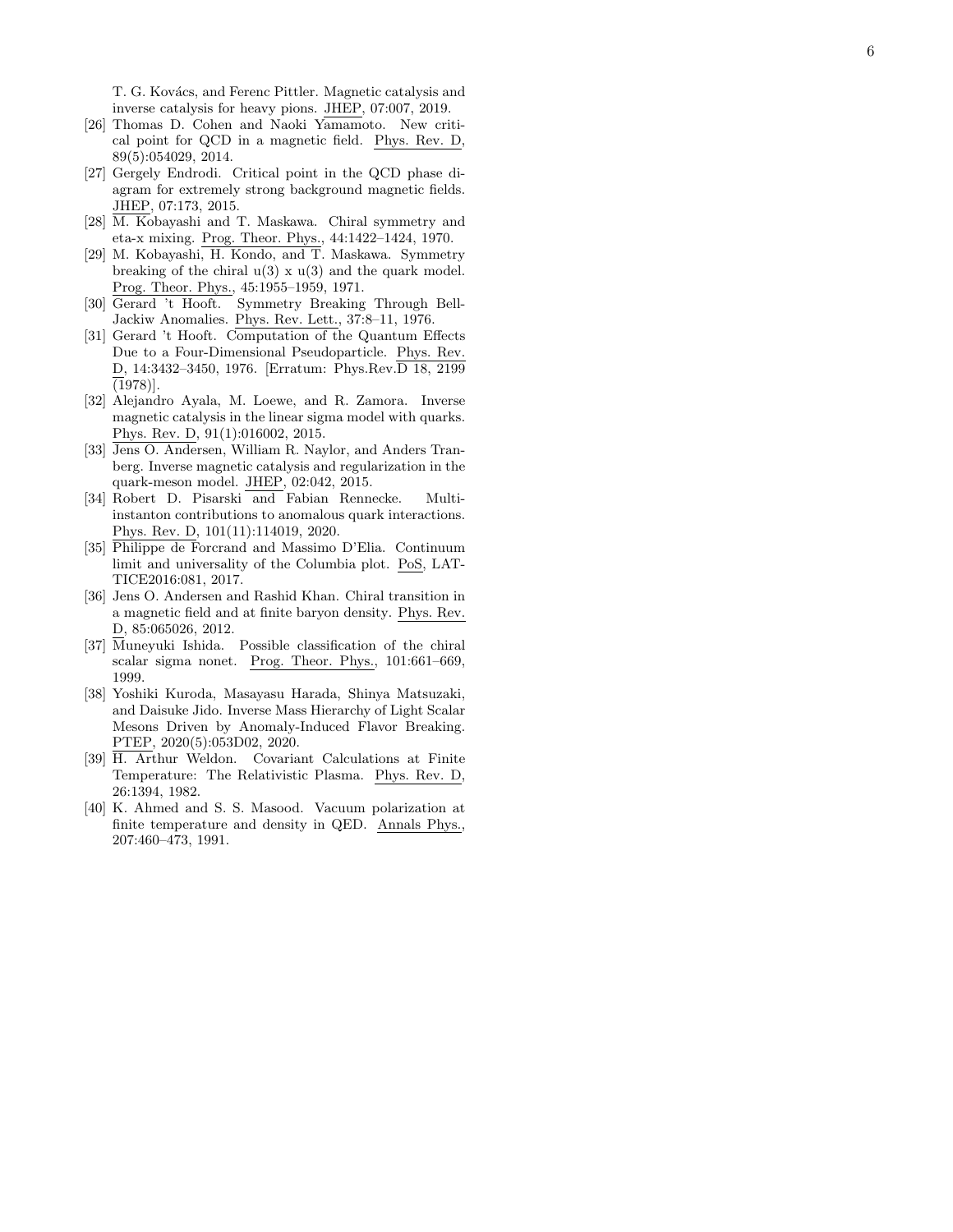T. G. Kovács, and Ferenc Pittler. Magnetic catalysis and inverse catalysis for heavy pions. JHEP, 07:007, 2019.

[26] Thomas D. Cohen and Naoki Yamamoto. New critical point for QCD in a magnetic field. Phys. Rev. D, 89(5):054029, 2014.

[27] Gergely Endrodi. Critical point in the QCD phase diagram for extremely strong background magnetic fields. JHEP, 07:173, 2015.

[28] M. Kobayashi and T. Maskawa. Chiral symmetry and eta-x mixing. Prog. Theor. Phys., 44:1422–1424, 1970.

[29] M. Kobayashi, H. Kondo, and T. Maskawa. Symmetry breaking of the chiral u(3) x u(3) and the quark model. Prog. Theor. Phys., 45:1955–1959, 1971.

[30] Gerard 't Hooft. Symmetry Breaking Through Bell-Jackiw Anomalies. Phys. Rev. Lett., 37:8–11, 1976.

[31] Gerard 't Hooft. Computation of the Quantum Effects Due to a Four-Dimensional Pseudoparticle. Phys. Rev. D, 14:3432–3450, 1976. [Erratum: Phys.Rev.D 18, 2199 (1978)].

[32] Alejandro Ayala, M. Loewe, and R. Zamora. Inverse magnetic catalysis in the linear sigma model with quarks. Phys. Rev. D, 91(1):016002, 2015.

[33] Jens O. Andersen, William R. Naylor, and Anders Tranberg. Inverse magnetic catalysis and regularization in the quark-meson model. JHEP, 02:042, 2015.

[34] Robert D. Pisarski and Fabian Rennecke. Multi-instanton contributions to anomalous quark interactions. Phys. Rev. D, 101(11):114019, 2020.

[35] Philippe de Forcrand and Massimo D'Elia. Continuum limit and universality of the Columbia plot. PoS, LATTICE2016:081, 2017.

[36] Jens O. Andersen and Rashid Khan. Chiral transition in a magnetic field and at finite baryon density. Phys. Rev. D, 85:065026, 2012.

[37] Muneyuki Ishida. Possible classification of the chiral scalar sigma nonet. Prog. Theor. Phys., 101:661–669, 1999.

[38] Yoshiki Kuroda, Masayasu Harada, Shinya Matsuzaki, and Daisuke Jido. Inverse Mass Hierarchy of Light Scalar Mesons Driven by Anomaly-Induced Flavor Breaking. PTEP, 2020(5):053D02, 2020.

[39] H. Arthur Weldon. Covariant Calculations at Finite Temperature: The Relativistic Plasma. Phys. Rev. D, 26:1394, 1982.

[40] K. Ahmed and S. S. Masood. Vacuum polarization at finite temperature and density in QED. Annals Phys., 207:460–473, 1991.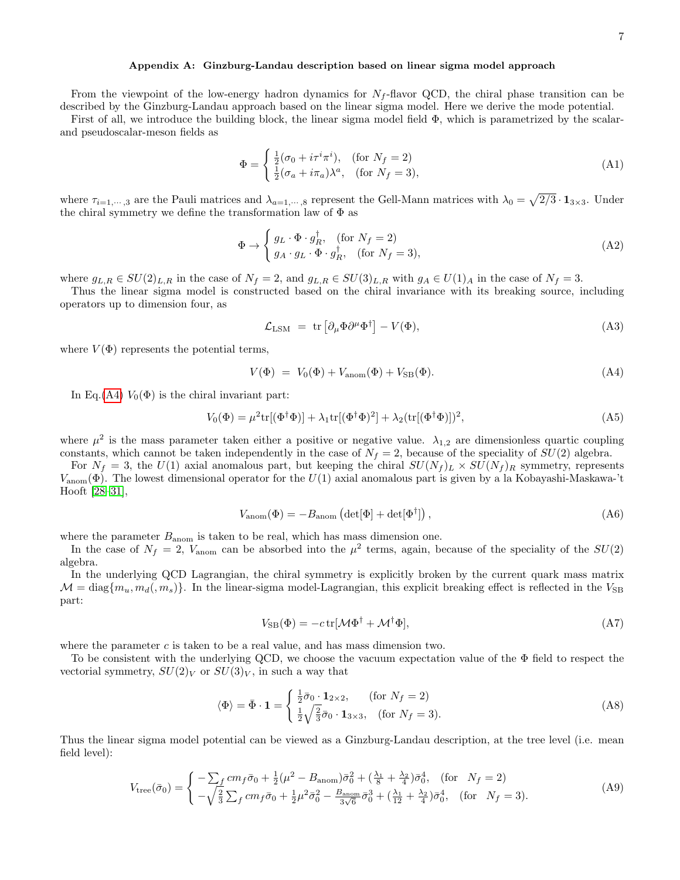## Appendix A: Ginzburg-Landau description based on linear sigma model approach

From the viewpoint of the low-energy hadron dynamics for $N_f$-flavor QCD, the chiral phase transition can be described by the Ginzburg-Landau approach based on the linear sigma model. Here we derive the mode potential.

First of all, we introduce the building block, the linear sigma model field $\Phi$, which is parametrized by the scalar- and pseudoscalar-meson fields as

$$\Phi = \begin{cases} \frac{1}{2}(\sigma_0 + i\tau^i \pi^i), & \text{(for } N_f = 2) \\ \frac{1}{2}(\sigma_a + i\pi_a)\lambda^a, & \text{(for } N_f = 3), \end{cases} \tag{A1}$$

where $\tau_{i=1,\cdots,3}$ are the Pauli matrices and $\lambda_{a=1,\cdots,8}$ represent the Gell-Mann matrices with $\lambda_0 = \sqrt{2/3} \cdot \mathbf{1}_{3\times 3}$. Under the chiral symmetry we define the transformation law of $\Phi$ as

$$\Phi \to \begin{cases} g_L \cdot \Phi \cdot g_R^\dagger, & \text{(for } N_f = 2) \\ g_A \cdot g_L \cdot \Phi \cdot g_R^\dagger, & \text{(for } N_f = 3), \end{cases} \tag{A2}$$

where $g_{L,R} \in SU(2)_{L,R}$ in the case of $N_f = 2$, and $g_{L,R} \in SU(3)_{L,R}$ with $g_A \in U(1)_A$ in the case of $N_f = 3$.

Thus the linear sigma model is constructed based on the chiral invariance with its breaking source, including operators up to dimension four, as

$$\mathcal{L}_{\rm LSM} \; = \; {\rm tr}\left[\partial_\mu \Phi \partial^\mu \Phi^\dagger\right] - V(\Phi), \tag{A3}$$

where $V(\Phi)$ represents the potential terms,

$$V(\Phi) \; = \; V_0(\Phi) + V_{\rm anom}(\Phi) + V_{\rm SB}(\Phi). \tag{A4}$$

In Eq.(A4) $V_0(\Phi)$ is the chiral invariant part:

$$V_0(\Phi) = \mu^2 {\rm tr}[(\Phi^\dagger \Phi)] + \lambda_1 {\rm tr}[(\Phi^\dagger \Phi)^2] + \lambda_2 ({\rm tr}[(\Phi^\dagger \Phi)])^2, \tag{A5}$$

where $\mu^2$ is the mass parameter taken either a positive or negative value. $\lambda_{1,2}$ are dimensionless quartic coupling constants, which cannot be taken independently in the case of $N_f = 2$, because of the speciality of $SU(2)$ algebra.

For $N_f = 3$, the $U(1)$ axial anomalous part, but keeping the chiral $SU(N_f)_L \times SU(N_f)_R$ symmetry, represents $V_{\rm anom}(\Phi)$. The lowest dimensional operator for the $U(1)$ axial anomalous part is given by a la Kobayashi-Maskawa-'t Hooft [28–31],

$$V_{\rm anom}(\Phi) = -B_{\rm anom}\left(\det[\Phi] + \det[\Phi^\dagger]\right), \tag{A6}$$

where the parameter $B_{\rm anom}$ is taken to be real, which has mass dimension one.

In the case of $N_f = 2$, $V_{\rm anom}$ can be absorbed into the $\mu^2$ terms, again, because of the speciality of the $SU(2)$ algebra.

In the underlying QCD Lagrangian, the chiral symmetry is explicitly broken by the current quark mass matrix $\mathcal{M} = {\rm diag}\{m_u, m_d(, m_s)\}$. In the linear-sigma model-Lagrangian, this explicit breaking effect is reflected in the $V_{\rm SB}$ part:

$$V_{\rm SB}(\Phi) = -c\,{\rm tr}[\mathcal{M}\Phi^\dagger + \mathcal{M}^\dagger \Phi], \tag{A7}$$

where the parameter $c$ is taken to be a real value, and has mass dimension two.

To be consistent with the underlying QCD, we choose the vacuum expectation value of the $\Phi$ field to respect the vectorial symmetry, $SU(2)_V$ or $SU(3)_V$, in such a way that

$$\langle \Phi \rangle = \bar{\Phi} \cdot \mathbf{1} = \begin{cases} \frac{1}{2}\bar{\sigma}_0 \cdot \mathbf{1}_{2\times 2}, & \text{(for } N_f = 2) \\ \frac{1}{2}\sqrt{\frac{2}{3}}\bar{\sigma}_0 \cdot \mathbf{1}_{3\times 3}, & \text{(for } N_f = 3). \end{cases} \tag{A8}$$

Thus the linear sigma model potential can be viewed as a Ginzburg-Landau description, at the tree level (i.e. mean field level):

$$V_{\rm tree}(\bar{\sigma}_0) = \begin{cases} -\sum_f c m_f \bar{\sigma}_0 + \frac{1}{2}(\mu^2 - B_{\rm anom})\bar{\sigma}_0^2 + (\frac{\lambda_1}{8} + \frac{\lambda_2}{4})\bar{\sigma}_0^4, & \text{(for } \; N_f = 2) \\ -\sqrt{\frac{2}{3}}\sum_f c m_f \bar{\sigma}_0 + \frac{1}{2}\mu^2 \bar{\sigma}_0^2 - \frac{B_{\rm anom}}{3\sqrt{6}}\bar{\sigma}_0^3 + (\frac{\lambda_1}{12} + \frac{\lambda_2}{4})\bar{\sigma}_0^4, & \text{(for } \; N_f = 3). \end{cases} \tag{A9}$$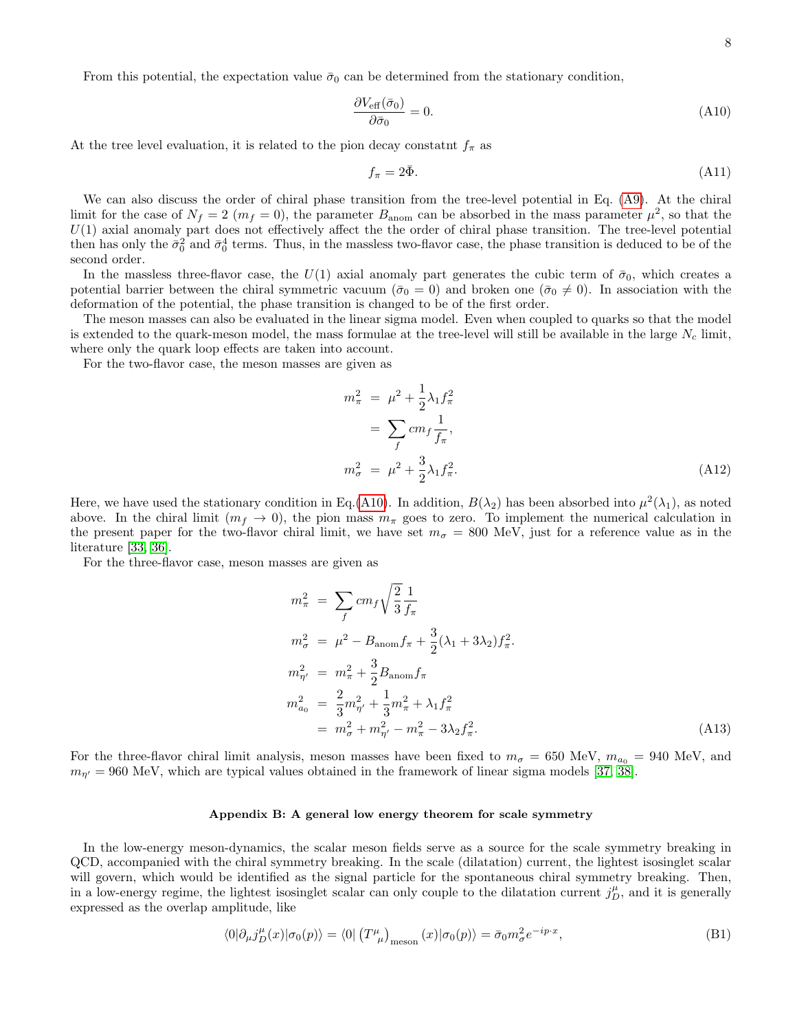From this potential, the expectation value $\bar{\sigma}_0$ can be determined from the stationary condition,

$$\frac{\partial V_{\rm eff}(\bar{\sigma}_0)}{\partial \bar{\sigma}_0} = 0. \tag{A10}$$

At the tree level evaluation, it is related to the pion decay constatnt $f_\pi$ as

$$f_\pi = 2\bar{\Phi}. \tag{A11}$$

We can also discuss the order of chiral phase transition from the tree-level potential in Eq. (A9). At the chiral limit for the case of $N_f = 2$ ($m_f = 0$), the parameter $B_{\rm anom}$ can be absorbed in the mass parameter $\mu^2$, so that the $U(1)$ axial anomaly part does not effectively affect the the order of chiral phase transition. The tree-level potential then has only the $\bar{\sigma}_0^2$ and $\bar{\sigma}_0^4$ terms. Thus, in the massless two-flavor case, the phase transition is deduced to be of the second order.

In the massless three-flavor case, the $U(1)$ axial anomaly part generates the cubic term of $\bar{\sigma}_0$, which creates a potential barrier between the chiral symmetric vacuum ($\bar{\sigma}_0 = 0$) and broken one ($\bar{\sigma}_0 \neq 0$). In association with the deformation of the potential, the phase transition is changed to be of the first order.

The meson masses can also be evaluated in the linear sigma model. Even when coupled to quarks so that the model is extended to the quark-meson model, the mass formulae at the tree-level will still be available in the large $N_c$ limit, where only the quark loop effects are taken into account.

For the two-flavor case, the meson masses are given as

$$\begin{aligned}
m_\pi^2 &= \mu^2 + \frac{1}{2}\lambda_1 f_\pi^2 \\
&= \sum_f c m_f \frac{1}{f_\pi}, \\
m_\sigma^2 &= \mu^2 + \frac{3}{2}\lambda_1 f_\pi^2.
\end{aligned} \tag{A12}$$

Here, we have used the stationary condition in Eq.(A10). In addition, $B(\lambda_2)$ has been absorbed into $\mu^2(\lambda_1)$, as noted above. In the chiral limit ($m_f \to 0$), the pion mass $m_\pi$ goes to zero. To implement the numerical calculation in the present paper for the two-flavor chiral limit, we have set $m_\sigma = 800$ MeV, just for a reference value as in the literature [33, 36].

For the three-flavor case, meson masses are given as

$$\begin{aligned}
m_\pi^2 &= \sum_f c m_f \sqrt{\frac{2}{3}}\frac{1}{f_\pi} \\
m_\sigma^2 &= \mu^2 - B_{\rm anom} f_\pi + \frac{3}{2}(\lambda_1 + 3\lambda_2) f_\pi^2. \\
m_{\eta'}^2 &= m_\pi^2 + \frac{3}{2} B_{\rm anom} f_\pi \\
m_{a_0}^2 &= \frac{2}{3} m_{\eta'}^2 + \frac{1}{3} m_\pi^2 + \lambda_1 f_\pi^2 \\
&= m_\sigma^2 + m_{\eta'}^2 - m_\pi^2 - 3\lambda_2 f_\pi^2.
\end{aligned} \tag{A13}$$

For the three-flavor chiral limit analysis, meson masses have been fixed to $m_\sigma = 650$ MeV, $m_{a_0} = 940$ MeV, and $m_{\eta'} = 960$ MeV, which are typical values obtained in the framework of linear sigma models [37, 38].

### Appendix B: A general low energy theorem for scale symmetry

In the low-energy meson-dynamics, the scalar meson fields serve as a source for the scale symmetry breaking in QCD, accompanied with the chiral symmetry breaking. In the scale (dilatation) current, the lightest isosinglet scalar will govern, which would be identified as the signal particle for the spontaneous chiral symmetry breaking. Then, in a low-energy regime, the lightest isosinglet scalar can only couple to the dilatation current $j_D^\mu$, and it is generally expressed as the overlap amplitude, like

$$\langle 0 | \partial_\mu j_D^\mu(x) | \sigma_0(p) \rangle = \langle 0 | \left( T^\mu{}_\mu \right)_{\rm meson}(x) | \sigma_0(p) \rangle = \bar{\sigma}_0 m_\sigma^2 e^{-ip\cdot x}, \tag{B1}$$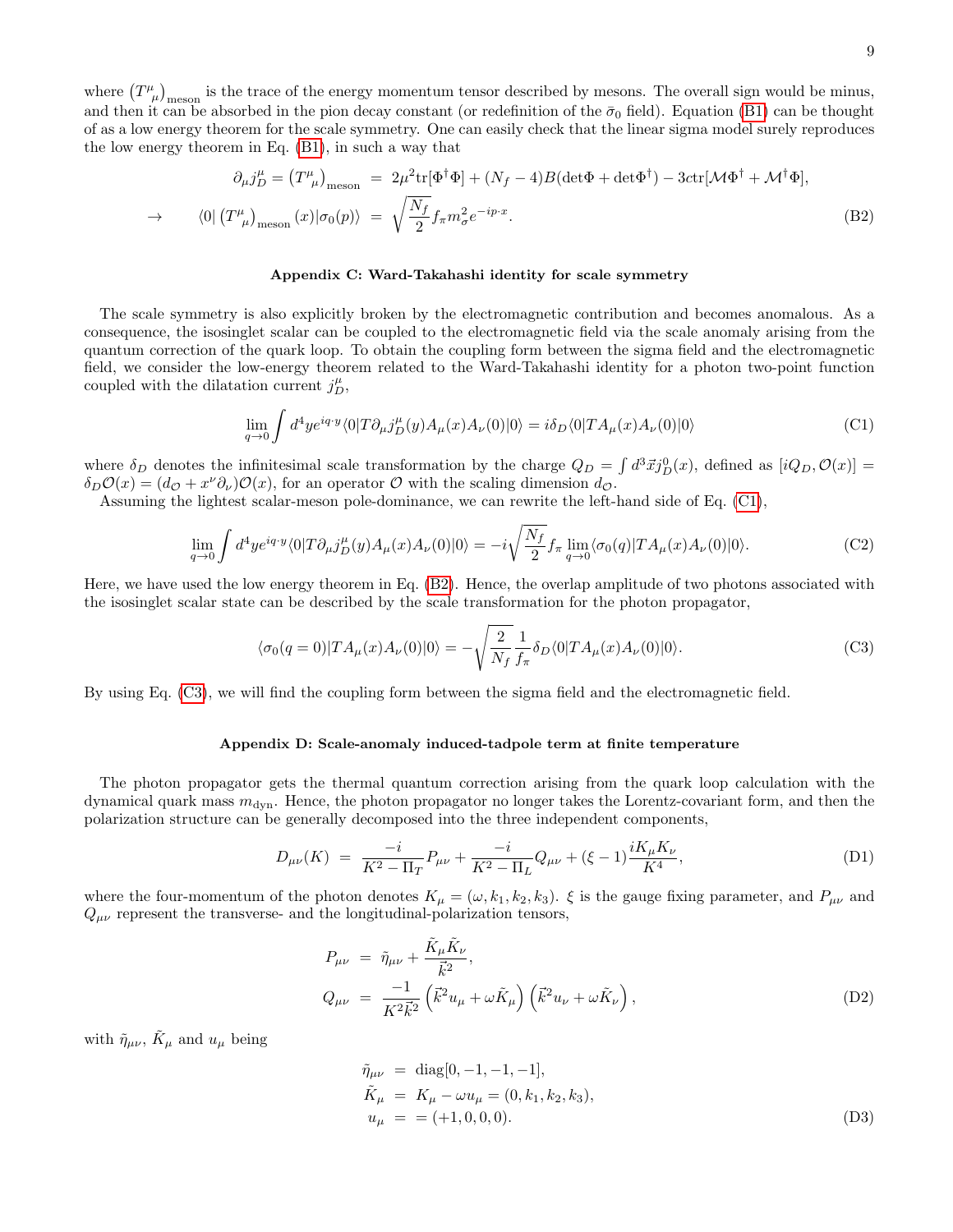where $\left(T^{\mu}{}_{\mu}\right)_{\rm meson}$ is the trace of the energy momentum tensor described by mesons. The overall sign would be minus, and then it can be absorbed in the pion decay constant (or redefinition of the $\bar{\sigma}_0$ field). Equation (B1) can be thought of as a low energy theorem for the scale symmetry. One can easily check that the linear sigma model surely reproduces the low energy theorem in Eq. (B1), in such a way that

$$
\begin{aligned}
\partial_\mu j_D^\mu = \left(T^{\mu}{}_{\mu}\right)_{\rm meson} &= 2\mu^2 {\rm tr}[\Phi^\dagger \Phi] + (N_f - 4)B(\det\Phi + \det\Phi^\dagger) - 3c{\rm tr}[\mathcal{M}\Phi^\dagger + \mathcal{M}^\dagger\Phi], \\
\rightarrow \qquad \langle 0 | \left(T^{\mu}{}_{\mu}\right)_{\rm meson}(x) | \sigma_0(p)\rangle &= \sqrt{\frac{N_f}{2}} f_\pi m_\sigma^2 e^{-ip\cdot x}.
\end{aligned} \tag{B2}
$$

### Appendix C: Ward-Takahashi identity for scale symmetry

The scale symmetry is also explicitly broken by the electromagnetic contribution and becomes anomalous. As a consequence, the isosinglet scalar can be coupled to the electromagnetic field via the scale anomaly arising from the quantum correction of the quark loop. To obtain the coupling form between the sigma field and the electromagnetic field, we consider the low-energy theorem related to the Ward-Takahashi identity for a photon two-point function coupled with the dilatation current $j_D^\mu$,

$$
\lim_{q\to 0}\int d^4y e^{iq\cdot y}\langle 0|T\partial_\mu j_D^\mu(y)A_\mu(x)A_\nu(0)|0\rangle = i\delta_D\langle 0|TA_\mu(x)A_\nu(0)|0\rangle \tag{C1}
$$

where $\delta_D$ denotes the infinitesimal scale transformation by the charge $Q_D = \int d^3\vec{x} j_D^0(x)$, defined as $[iQ_D, \mathcal{O}(x)] = \delta_D\mathcal{O}(x) = (d_\mathcal{O} + x^\nu\partial_\nu)\mathcal{O}(x)$, for an operator $\mathcal{O}$ with the scaling dimension $d_\mathcal{O}$.

Assuming the lightest scalar-meson pole-dominance, we can rewrite the left-hand side of Eq. (C1),

$$
\lim_{q\to 0}\int d^4y e^{iq\cdot y}\langle 0|T\partial_\mu j_D^\mu(y)A_\mu(x)A_\nu(0)|0\rangle = -i\sqrt{\frac{N_f}{2}} f_\pi \lim_{q\to 0}\langle\sigma_0(q)|TA_\mu(x)A_\nu(0)|0\rangle. \tag{C2}
$$

Here, we have used the low energy theorem in Eq. (B2). Hence, the overlap amplitude of two photons associated with the isosinglet scalar state can be described by the scale transformation for the photon propagator,

$$
\langle\sigma_0(q=0)|TA_\mu(x)A_\nu(0)|0\rangle = -\sqrt{\frac{2}{N_f}}\frac{1}{f_\pi}\delta_D\langle 0|TA_\mu(x)A_\nu(0)|0\rangle. \tag{C3}
$$

By using Eq. (C3), we will find the coupling form between the sigma field and the electromagnetic field.

### Appendix D: Scale-anomaly induced-tadpole term at finite temperature

The photon propagator gets the thermal quantum correction arising from the quark loop calculation with the dynamical quark mass $m_{\rm dyn}$. Hence, the photon propagator no longer takes the Lorentz-covariant form, and then the polarization structure can be generally decomposed into the three independent components,

$$
D_{\mu\nu}(K) = \frac{-i}{K^2 - \Pi_T}P_{\mu\nu} + \frac{-i}{K^2 - \Pi_L}Q_{\mu\nu} + (\xi - 1)\frac{iK_\mu K_\nu}{K^4}, \tag{D1}
$$

where the four-momentum of the photon denotes $K_\mu = (\omega, k_1, k_2, k_3)$. $\xi$ is the gauge fixing parameter, and $P_{\mu\nu}$ and $Q_{\mu\nu}$ represent the transverse- and the longitudinal-polarization tensors,

$$
\begin{aligned}
P_{\mu\nu} &= \tilde{\eta}_{\mu\nu} + \frac{\tilde{K}_\mu\tilde{K}_\nu}{\vec{k}^2}, \\
Q_{\mu\nu} &= \frac{-1}{K^2\vec{k}^2}\left(\vec{k}^2 u_\mu + \omega\tilde{K}_\mu\right)\left(\vec{k}^2 u_\nu + \omega\tilde{K}_\nu\right),
\end{aligned} \tag{D2}
$$

with $\tilde{\eta}_{\mu\nu}$, $\tilde{K}_\mu$ and $u_\mu$ being

$$
\begin{aligned}
\tilde{\eta}_{\mu\nu} &= {\rm diag}[0, -1, -1, -1], \\
\tilde{K}_\mu &= K_\mu - \omega u_\mu = (0, k_1, k_2, k_3), \\
u_\mu &= = (+1, 0, 0, 0).
\end{aligned} \tag{D3}
$$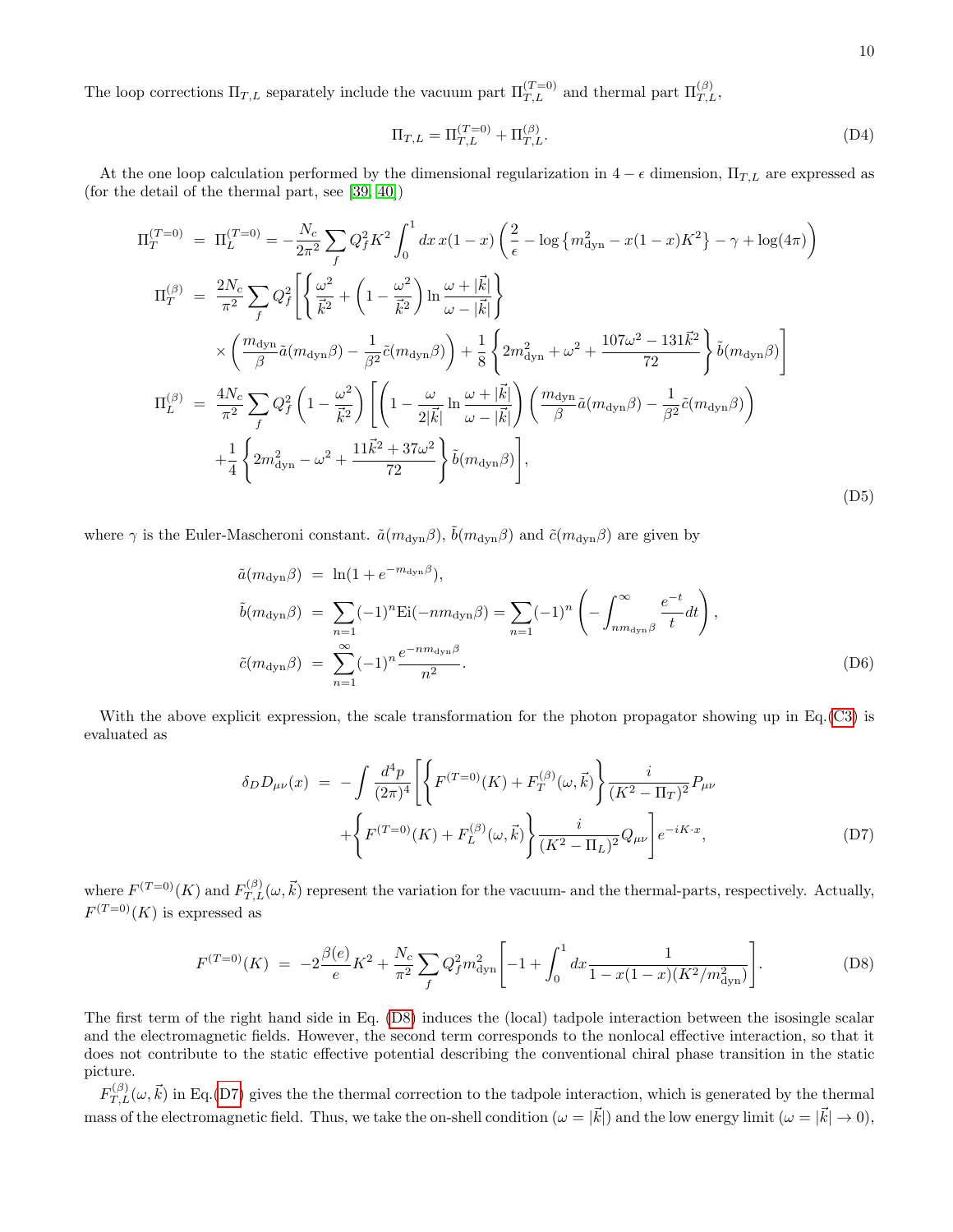The loop corrections $\Pi_{T,L}$ separately include the vacuum part $\Pi_{T,L}^{(T=0)}$ and thermal part $\Pi_{T,L}^{(\beta)}$,

$$\Pi_{T,L} = \Pi_{T,L}^{(T=0)} + \Pi_{T,L}^{(\beta)}. \tag{D4}$$

At the one loop calculation performed by the dimensional regularization in $4-\epsilon$ dimension, $\Pi_{T,L}$ are expressed as (for the detail of the thermal part, see [39, 40])

$$\begin{aligned}
\Pi_T^{(T=0)} &= \Pi_L^{(T=0)} = -\frac{N_c}{2\pi^2}\sum_f Q_f^2 K^2 \int_0^1 dx\, x(1-x)\left(\frac{2}{\epsilon} - \log\left\{m_{\rm dyn}^2 - x(1-x)K^2\right\} - \gamma + \log(4\pi)\right) \\
\Pi_T^{(\beta)} &= \frac{2N_c}{\pi^2}\sum_f Q_f^2 \left[\left\{\frac{\omega^2}{\vec{k}^2} + \left(1 - \frac{\omega^2}{\vec{k}^2}\right)\ln\frac{\omega + |\vec{k}|}{\omega - |\vec{k}|}\right\}\right. \\
&\quad \times \left(\frac{m_{\rm dyn}}{\beta}\tilde{a}(m_{\rm dyn}\beta) - \frac{1}{\beta^2}\tilde{c}(m_{\rm dyn}\beta)\right) + \left.\frac{1}{8}\left\{2m_{\rm dyn}^2 + \omega^2 + \frac{107\omega^2 - 131\vec{k}^2}{72}\right\}\tilde{b}(m_{\rm dyn}\beta)\right] \\
\Pi_L^{(\beta)} &= \frac{4N_c}{\pi^2}\sum_f Q_f^2 \left(1 - \frac{\omega^2}{\vec{k}^2}\right)\left[\left(1 - \frac{\omega}{2|\vec{k}|}\ln\frac{\omega + |\vec{k}|}{\omega - |\vec{k}|}\right)\left(\frac{m_{\rm dyn}}{\beta}\tilde{a}(m_{\rm dyn}\beta) - \frac{1}{\beta^2}\tilde{c}(m_{\rm dyn}\beta)\right)\right. \\
&\quad + \left.\frac{1}{4}\left\{2m_{\rm dyn}^2 - \omega^2 + \frac{11\vec{k}^2 + 37\omega^2}{72}\right\}\tilde{b}(m_{\rm dyn}\beta)\right],
\end{aligned} \tag{D5}$$

where $\gamma$ is the Euler-Mascheroni constant. $\tilde{a}(m_{\rm dyn}\beta)$, $\tilde{b}(m_{\rm dyn}\beta)$ and $\tilde{c}(m_{\rm dyn}\beta)$ are given by

$$\begin{aligned}
\tilde{a}(m_{\rm dyn}\beta) &= \ln(1 + e^{-m_{\rm dyn}\beta}), \\
\tilde{b}(m_{\rm dyn}\beta) &= \sum_{n=1}(-1)^n {\rm Ei}(-n m_{\rm dyn}\beta) = \sum_{n=1}(-1)^n\left(-\int_{n m_{\rm dyn}\beta}^{\infty}\frac{e^{-t}}{t}dt\right), \\
\tilde{c}(m_{\rm dyn}\beta) &= \sum_{n=1}^{\infty}(-1)^n\frac{e^{-n m_{\rm dyn}\beta}}{n^2}.
\end{aligned} \tag{D6}$$

With the above explicit expression, the scale transformation for the photon propagator showing up in Eq.(C3) is evaluated as

$$\begin{aligned}
\delta_D D_{\mu\nu}(x) &= -\int\frac{d^4p}{(2\pi)^4}\left[\left\{F^{(T=0)}(K) + F_T^{(\beta)}(\omega,\vec{k})\right\}\frac{i}{(K^2 - \Pi_T)^2}P_{\mu\nu}\right. \\
&\quad + \left.\left\{F^{(T=0)}(K) + F_L^{(\beta)}(\omega,\vec{k})\right\}\frac{i}{(K^2 - \Pi_L)^2}Q_{\mu\nu}\right]e^{-iK\cdot x},
\end{aligned} \tag{D7}$$

where $F^{(T=0)}(K)$ and $F_{T,L}^{(\beta)}(\omega,\vec{k})$ represent the variation for the vacuum- and the thermal-parts, respectively. Actually, $F^{(T=0)}(K)$ is expressed as

$$F^{(T=0)}(K) = -2\frac{\beta(e)}{e}K^2 + \frac{N_c}{\pi^2}\sum_f Q_f^2 m_{\rm dyn}^2\left[-1 + \int_0^1 dx\frac{1}{1 - x(1-x)(K^2/m_{\rm dyn}^2)}\right]. \tag{D8}$$

The first term of the right hand side in Eq. (D8) induces the (local) tadpole interaction between the isosingle scalar and the electromagnetic fields. However, the second term corresponds to the nonlocal effective interaction, so that it does not contribute to the static effective potential describing the conventional chiral phase transition in the static picture.

$F_{T,L}^{(\beta)}(\omega,\vec{k})$ in Eq.(D7) gives the the thermal correction to the tadpole interaction, which is generated by the thermal mass of the electromagnetic field. Thus, we take the on-shell condition ($\omega = |\vec{k}|$) and the low energy limit ($\omega = |\vec{k}| \to 0$),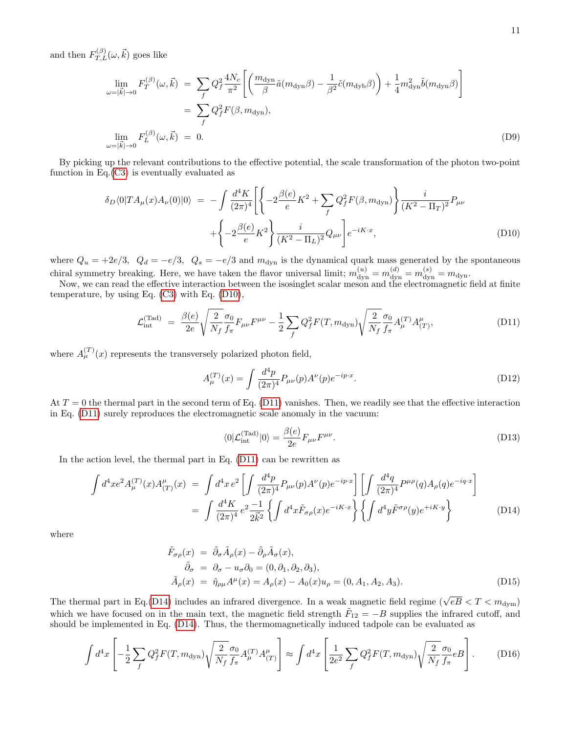and then $F^{(\beta)}_{T,L}(\omega,\vec{k})$ goes like

$$
\begin{aligned}
\lim_{\omega=|\vec{k}|\to 0} F^{(\beta)}_T(\omega,\vec{k}) &= \sum_f Q_f^2 \frac{4N_c}{\pi^2}\left[\left(\frac{m_{\rm dyn}}{\beta}\tilde{a}(m_{\rm dyn}\beta) - \frac{1}{\beta^2}\tilde{c}(m_{\rm dyb}\beta)\right) + \frac{1}{4}m_{\rm dyn}^2\tilde{b}(m_{\rm dyn}\beta)\right] \\
&= \sum_f Q_f^2 F(\beta, m_{\rm dyn}), \\
\lim_{\omega=|\vec{k}|\to 0} F^{(\beta)}_L(\omega,\vec{k}) &= 0.
\end{aligned}
\tag{D9}
$$

By picking up the relevant contributions to the effective potential, the scale transformation of the photon two-point function in Eq.(C3) is eventually evaluated as

$$
\begin{aligned}
\delta_D\langle 0|TA_\mu(x)A_\nu(0)|0\rangle &= -\int\frac{d^4K}{(2\pi)^4}\Bigg[\left\{-2\frac{\beta(e)}{e}K^2 + \sum_f Q_f^2 F(\beta, m_{\rm dyn})\right\}\frac{i}{(K^2-\Pi_T)^2}P_{\mu\nu} \\
&\quad + \left\{-2\frac{\beta(e)}{e}K^2\right\}\frac{i}{(K^2-\Pi_L)^2}Q_{\mu\nu}\Bigg]e^{-iK\cdot x},
\end{aligned}
\tag{D10}
$$

where $Q_u = +2e/3,\ Q_d = -e/3,\ Q_s = -e/3$ and $m_{\rm dyn}$ is the dynamical quark mass generated by the spontaneous chiral symmetry breaking. Here, we have taken the flavor universal limit; $m^{(u)}_{\rm dyn} = m^{(d)}_{\rm dyn} = m^{(s)}_{\rm dyn} = m_{\rm dyn}$.

Now, we can read the effective interaction between the isosinglet scalar meson and the electromagnetic field at finite temperature, by using Eq. (C3) with Eq. (D10),

$$
\mathcal{L}^{(\rm Tad)}_{\rm int} = \frac{\beta(e)}{2e}\sqrt{\frac{2}{N_f}}\frac{\sigma_0}{f_\pi}F_{\mu\nu}F^{\mu\nu} - \frac{1}{2}\sum_f Q_f^2 F(T, m_{\rm dyn})\sqrt{\frac{2}{N_f}}\frac{\sigma_0}{f_\pi}A^{(T)}_\mu A^\mu_{(T)},
\tag{D11}
$$

where $A^{(T)}_\mu(x)$ represents the transversely polarized photon field,

$$
A^{(T)}_\mu(x) = \int\frac{d^4p}{(2\pi)^4}P_{\mu\nu}(p)A^\nu(p)e^{-ip\cdot x}.
\tag{D12}
$$

At $T=0$ the thermal part in the second term of Eq. (D11) vanishes. Then, we readily see that the effective interaction in Eq. (D11) surely reproduces the electromagnetic scale anomaly in the vacuum:

$$
\langle 0|\mathcal{L}^{(\rm Tad)}_{\rm int}|0\rangle = \frac{\beta(e)}{2e}F_{\mu\nu}F^{\mu\nu}.
\tag{D13}
$$

In the action level, the thermal part in Eq. (D11) can be rewritten as

$$
\begin{aligned}
\int d^4x e^2 A^{(T)}_\mu(x)A^\mu_{(T)}(x) &= \int d^4x\, e^2\left[\int\frac{d^4p}{(2\pi)^4}P_{\mu\nu}(p)A^\nu(p)e^{-ip\cdot x}\right]\left[\int\frac{d^4q}{(2\pi)^4}P^{\mu\rho}(q)A_\rho(q)e^{-iq\cdot x}\right] \\
&= \int\frac{d^4K}{(2\pi)^4}\, e^2\frac{-1}{2\vec{k}^2}\left\{\int d^4x\tilde{F}_{\sigma\rho}(x)e^{-iK\cdot x}\right\}\left\{\int d^4y\tilde{F}^{\sigma\rho}(y)e^{+iK\cdot y}\right\}
\end{aligned}
\tag{D14}
$$

where

$$
\begin{aligned}
\tilde{F}_{\sigma\rho}(x) &= \tilde{\partial}_\sigma\tilde{A}_\rho(x) - \tilde{\partial}_\rho\tilde{A}_\sigma(x), \\
\tilde{\partial}_\sigma &= \partial_\sigma - u_\sigma\partial_0 = (0,\partial_1,\partial_2,\partial_3), \\
\tilde{A}_\rho(x) &= \tilde{\eta}_{\rho\mu}A^\mu(x) = A_\rho(x) - A_0(x)u_\rho = (0, A_1, A_2, A_3).
\end{aligned}
\tag{D15}
$$

The thermal part in Eq.(D14) includes an infrared divergence. In a weak magnetic field regime ($\sqrt{eB} < T < m_{\rm dym}$) which we have focused on in the main text, the magnetic field strength $\tilde{F}_{12} = -B$ supplies the infrared cutoff, and should be implemented in Eq. (D14). Thus, the thermomagnetically induced tadpole can be evaluated as

$$
\int d^4x\left[-\frac{1}{2}\sum_f Q_f^2 F(T, m_{\rm dyn})\sqrt{\frac{2}{N_f}}\frac{\sigma_0}{f_\pi}A^{(T)}_\mu A^\mu_{(T)}\right] \approx \int d^4x\left[\frac{1}{2e^2}\sum_f Q_f^2 F(T, m_{\rm dyn})\sqrt{\frac{2}{N_f}}\frac{\sigma_0}{f_\pi}eB\right].
\tag{D16}
$$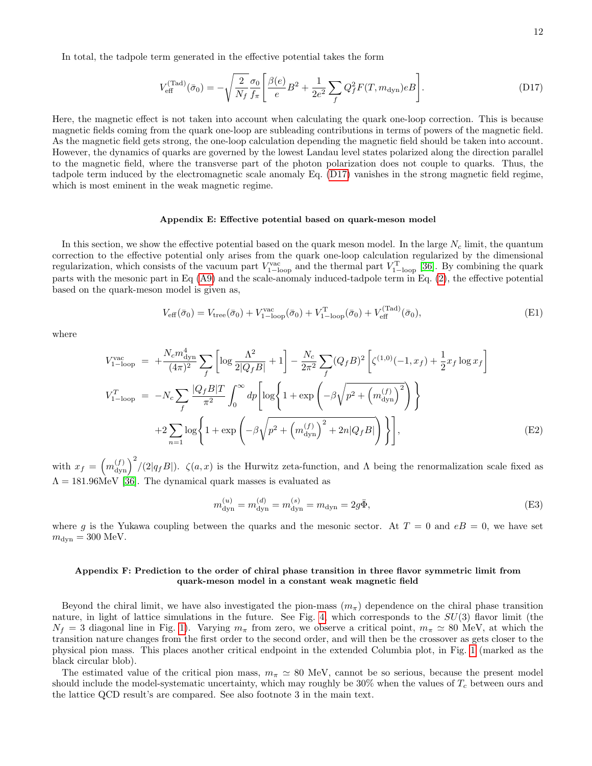In total, the tadpole term generated in the effective potential takes the form

$$V_{\rm eff}^{(\rm Tad)}(\bar{\sigma}_0) = -\sqrt{\frac{2}{N_f}}\frac{\sigma_0}{f_\pi}\left[\frac{\beta(e)}{e}B^2 + \frac{1}{2e^2}\sum_f Q_f^2 F(T, m_{\rm dyn})eB\right]. \tag{D17}$$

Here, the magnetic effect is not taken into account when calculating the quark one-loop correction. This is because magnetic fields coming from the quark one-loop are subleading contributions in terms of powers of the magnetic field. As the magnetic field gets strong, the one-loop calculation depending the magnetic field should be taken into account. However, the dynamics of quarks are governed by the lowest Landau level states polarized along the direction parallel to the magnetic field, where the transverse part of the photon polarization does not couple to quarks. Thus, the tadpole term induced by the electromagnetic scale anomaly Eq. (D17) vanishes in the strong magnetic field regime, which is most eminent in the weak magnetic regime.

### Appendix E: Effective potential based on quark-meson model

In this section, we show the effective potential based on the quark meson model. In the large $N_c$ limit, the quantum correction to the effective potential only arises from the quark one-loop calculation regularized by the dimensional regularization, which consists of the vacuum part $V_{1-\rm loop}^{\rm vac}$ and the thermal part $V_{1-\rm loop}^{\rm T}$ [36]. By combining the quark parts with the mesonic part in Eq (A9) and the scale-anomaly induced-tadpole term in Eq. (2), the effective potential based on the quark-meson model is given as,

$$V_{\rm eff}(\bar{\sigma}_0) = V_{\rm tree}(\bar{\sigma}_0) + V_{1-\rm loop}^{\rm vac}(\bar{\sigma}_0) + V_{1-\rm loop}^{\rm T}(\bar{\sigma}_0) + V_{\rm eff}^{(\rm Tad)}(\bar{\sigma}_0), \tag{E1}$$

where

$$\begin{aligned}
V_{1-\rm loop}^{\rm vac} &= +\frac{N_c m_{\rm dyn}^4}{(4\pi)^2}\sum_f\left[\log\frac{\Lambda^2}{2|Q_f B|}+1\right] - \frac{N_c}{2\pi^2}\sum_f (Q_f B)^2\left[\zeta^{(1,0)}(-1, x_f) + \frac{1}{2}x_f\log x_f\right]\\
V_{1-\rm loop}^{T} &= -N_c\sum_f\frac{|Q_f B|T}{\pi^2}\int_0^\infty dp\left[\log\left\{1+\exp\left(-\beta\sqrt{p^2+\left(m_{\rm dyn}^{(f)}\right)^2}\right)\right\}\right.\\
&\qquad\left. +2\sum_{n=1}\log\left\{1+\exp\left(-\beta\sqrt{p^2+\left(m_{\rm dyn}^{(f)}\right)^2+2n|Q_f B|}\right)\right\}\right],
\end{aligned} \tag{E2}$$

with $x_f = \left(m_{\rm dyn}^{(f)}\right)^2/(2|q_f B|)$. $\zeta(a,x)$ is the Hurwitz zeta-function, and $\Lambda$ being the renormalization scale fixed as $\Lambda = 181.96$MeV [36]. The dynamical quark masses is evaluated as

$$m_{\rm dyn}^{(u)} = m_{\rm dyn}^{(d)} = m_{\rm dyn}^{(s)} = m_{\rm dyn} = 2g\bar{\Phi}, \tag{E3}$$

where $g$ is the Yukawa coupling between the quarks and the mesonic sector. At $T=0$ and $eB=0$, we have set $m_{\rm dyn} = 300$ MeV.

### Appendix F: Prediction to the order of chiral phase transition in three flavor symmetric limit from quark-meson model in a constant weak magnetic field

Beyond the chiral limit, we have also investigated the pion-mass ($m_\pi$) dependence on the chiral phase transition nature, in light of lattice simulations in the future. See Fig. 4, which corresponds to the $SU(3)$ flavor limit (the $N_f=3$ diagonal line in Fig. 1). Varying $m_\pi$ from zero, we observe a critical point, $m_\pi \simeq 80$ MeV, at which the transition nature changes from the first order to the second order, and will then be the crossover as gets closer to the physical pion mass. This places another critical endpoint in the extended Columbia plot, in Fig. 1 (marked as the black circular blob).

The estimated value of the critical pion mass, $m_\pi \simeq 80$ MeV, cannot be so serious, because the present model should include the model-systematic uncertainty, which may roughly be 30% when the values of $T_c$ between ours and the lattice QCD result's are compared. See also footnote 3 in the main text.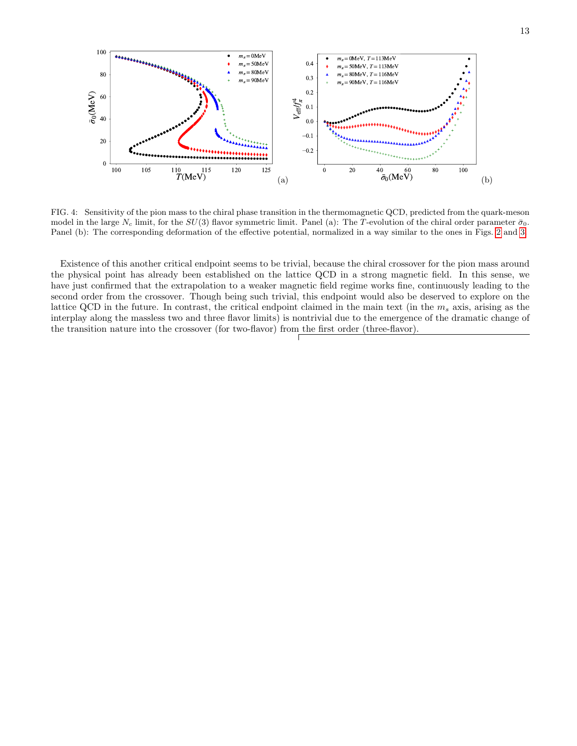100
80
60
40
20
0
$\bar{\sigma}_0$(MeV)
100 105 110 115 120 125
$T$(MeV)
$m_\pi$=0MeV
$m_\pi$=50MeV
$m_\pi$=80MeV
$m_\pi$=90MeV
(a)

0.4
0.3
0.2
0.1
0.0
−0.1
−0.2
$V_{\rm eff}/f_\pi^4$
0 20 40 60 80 100
$\bar{\sigma}_0$(MeV)
$m_\pi$=0MeV, $T$=113MeV
$m_\pi$=50MeV, $T$=113MeV
$m_\pi$=80MeV, $T$=116MeV
$m_\pi$=90MeV, $T$=116MeV
(b)

FIG. 4: Sensitivity of the pion mass to the chiral phase transition in the thermomagnetic QCD, predicted from the quark-meson model in the large $N_c$ limit, for the $SU(3)$ flavor symmetric limit. Panel (a): The $T$-evolution of the chiral order parameter $\bar{\sigma}_0$. Panel (b): The corresponding deformation of the effective potential, normalized in a way similar to the ones in Figs. 2 and 3.

Existence of this another critical endpoint seems to be trivial, because the chiral crossover for the pion mass around the physical point has already been established on the lattice QCD in a strong magnetic field. In this sense, we have just confirmed that the extrapolation to a weaker magnetic field regime works fine, continuously leading to the second order from the crossover. Though being such trivial, this endpoint would also be deserved to explore on the lattice QCD in the future. In contrast, the critical endpoint claimed in the main text (in the $m_s$ axis, arising as the interplay along the massless two and three flavor limits) is nontrivial due to the emergence of the dramatic change of the transition nature into the crossover (for two-flavor) from the first order (three-flavor).